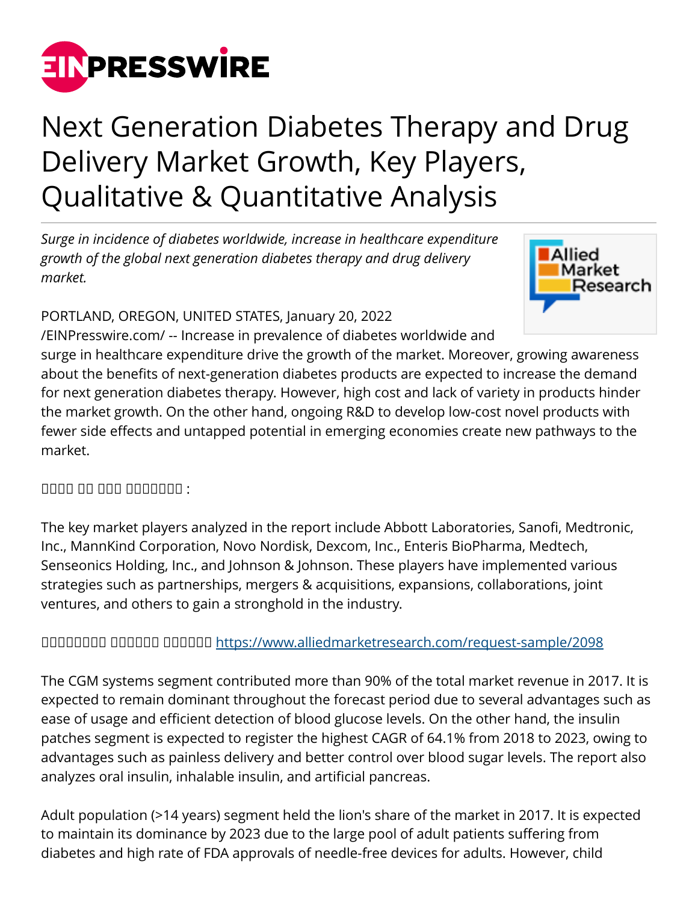# Next Generation Diabetes Therapy and Drug Delivery Market Growth, Key Players, Qualitative & Quantitative Analysis

*Surge in incidence of diabetes worldwide, increase in healthcare expenditure growth of the global next generation diabetes therapy and drug delivery market.*

PORTLAND, OREGON, UNITED STATES, January 20, 2022 /EINPresswire.com/ -- Increase in prevalence of diabetes worldwide and surge in healthcare expenditure drive the growth of the market. Moreover, growing awareness about the benefits of next-generation diabetes products are expected to increase the demand for next generation diabetes therapy. However, high cost and lack of variety in products hinder the market growth. On the other hand, ongoing R&D to develop low-cost novel products with fewer side effects and untapped potential in emerging economies create new pathways to the market.

□□□□ □□ □□□ □□□□□□□□ :

The key market players analyzed in the report include Abbott Laboratories, Sanofi, Medtronic, Inc., MannKind Corporation, Novo Nordisk, Dexcom, Inc., Enteris BioPharma, Medtech, Senseonics Holding, Inc., and Johnson & Johnson. These players have implemented various strategies such as partnerships, mergers & acquisitions, expansions, collaborations, joint ventures, and others to gain a stronghold in the industry.

□□□□□□□□ □□□□□□ □□□□□□ https://www.alliedmarketresearch.com/request-sample/2098

The CGM systems segment contributed more than 90% of the total market revenue in 2017. It is expected to remain dominant throughout the forecast period due to several advantages such as ease of usage and efficient detection of blood glucose levels. On the other hand, the insulin patches segment is expected to register the highest CAGR of 64.1% from 2018 to 2023, owing to advantages such as painless delivery and better control over blood sugar levels. The report also analyzes oral insulin, inhalable insulin, and artificial pancreas.

Adult population (>14 years) segment held the lion's share of the market in 2017. It is expected to maintain its dominance by 2023 due to the large pool of adult patients suffering from diabetes and high rate of FDA approvals of needle-free devices for adults. However, child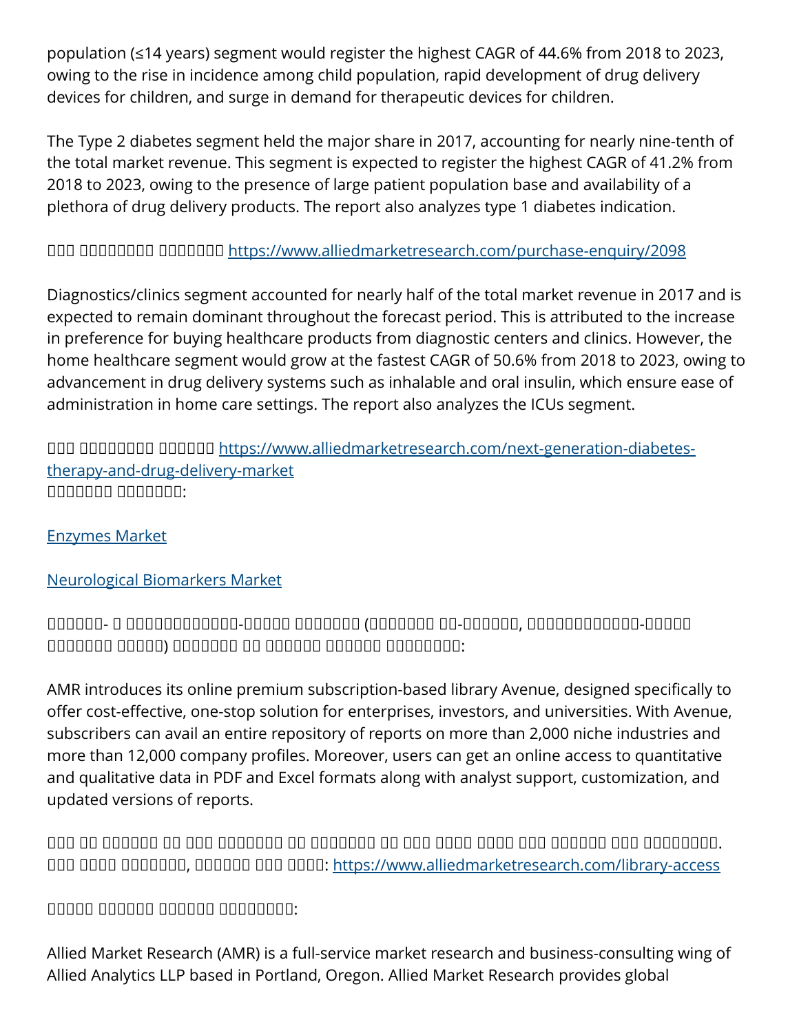population (≤14 years) segment would register the highest CAGR of 44.6% from 2018 to 2023, owing to the rise in incidence among child population, rapid development of drug delivery devices for children, and surge in demand for therapeutic devices for children.

The Type 2 diabetes segment held the major share in 2017, accounting for nearly nine-tenth of the total market revenue. This segment is expected to register the highest CAGR of 41.2% from 2018 to 2023, owing to the presence of large patient population base and availability of a plethora of drug delivery products. The report also analyzes type 1 diabetes indication.

□□□ □□□□□□□□ □□□□□□□□ [https://www.alliedmarketresearch.com/purchase-enquiry/2098](https://www.alliedmarketresearch.com/purchase-enquiry/2098)

Diagnostics/clinics segment accounted for nearly half of the total market revenue in 2017 and is expected to remain dominant throughout the forecast period. This is attributed to the increase in preference for buying healthcare products from diagnostic centers and clinics. However, the home healthcare segment would grow at the fastest CAGR of 50.6% from 2018 to 2023, owing to advancement in drug delivery systems such as inhalable and oral insulin, which ensure ease of administration in home care settings. The report also analyzes the ICUs segment.

□□□ □□□□□□□□ □□□□□□□ [https://www.alliedmarketresearch.com/next-generation-diabetes-therapy-and-drug-delivery-market](https://www.alliedmarketresearch.com/next-generation-diabetes-therapy-and-drug-delivery-market)
□□□□□□□ □□□□□□□□:

[Enzymes Market]()

[Neurological Biomarkers Market]()

□□□□□□- □ □□□□□□□□□□□□□-□□□□□ □□□□□□□ (□□□□□□□ □□-□□□□□□, □□□□□□□□□□□□□-□□□□□ □□□□□□□ □□□□□) □□□□□□□ □□ □□□□□□ □□□□□□ □□□□□□□□□:

AMR introduces its online premium subscription-based library Avenue, designed specifically to offer cost-effective, one-stop solution for enterprises, investors, and universities. With Avenue, subscribers can avail an entire repository of reports on more than 2,000 niche industries and more than 12,000 company profiles. Moreover, users can get an online access to quantitative and qualitative data in PDF and Excel formats along with analyst support, customization, and updated versions of reports.

□□□ □□ □□□□□□ □□ □□□ □□□□□□□□ □□ □□□□□□□□ □□ □□□ □□□□ □□□□ □□□ □□□□□□ □□□ □□□□□□□□□. □□□ □□□□ □□□□□□□□, □□□□□□□ □□□ □□□□: [https://www.alliedmarketresearch.com/library-access](https://www.alliedmarketresearch.com/library-access)

□□□□□ □□□□□□ □□□□□□ □□□□□□□□□:

Allied Market Research (AMR) is a full-service market research and business-consulting wing of Allied Analytics LLP based in Portland, Oregon. Allied Market Research provides global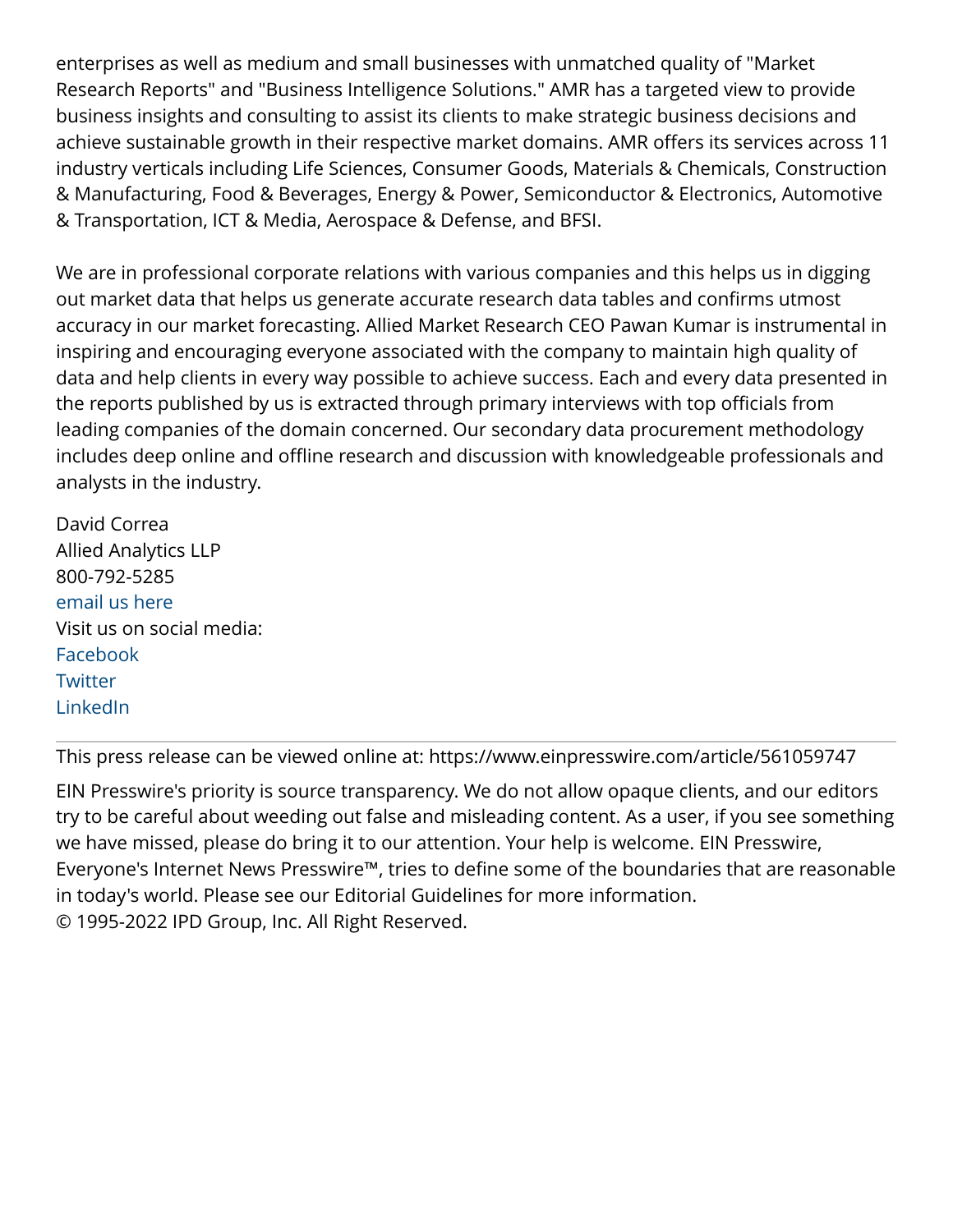enterprises as well as medium and small businesses with unmatched quality of "Market Research Reports" and "Business Intelligence Solutions." AMR has a targeted view to provide business insights and consulting to assist its clients to make strategic business decisions and achieve sustainable growth in their respective market domains. AMR offers its services across 11 industry verticals including Life Sciences, Consumer Goods, Materials & Chemicals, Construction & Manufacturing, Food & Beverages, Energy & Power, Semiconductor & Electronics, Automotive & Transportation, ICT & Media, Aerospace & Defense, and BFSI.

We are in professional corporate relations with various companies and this helps us in digging out market data that helps us generate accurate research data tables and confirms utmost accuracy in our market forecasting. Allied Market Research CEO Pawan Kumar is instrumental in inspiring and encouraging everyone associated with the company to maintain high quality of data and help clients in every way possible to achieve success. Each and every data presented in the reports published by us is extracted through primary interviews with top officials from leading companies of the domain concerned. Our secondary data procurement methodology includes deep online and offline research and discussion with knowledgeable professionals and analysts in the industry.

David Correa  
Allied Analytics LLP  
800-792-5285  
email us here  
Visit us on social media:  
Facebook  
Twitter  
LinkedIn

---

This press release can be viewed online at: https://www.einpresswire.com/article/561059747

EIN Presswire's priority is source transparency. We do not allow opaque clients, and our editors try to be careful about weeding out false and misleading content. As a user, if you see something we have missed, please do bring it to our attention. Your help is welcome. EIN Presswire, Everyone's Internet News Presswire™, tries to define some of the boundaries that are reasonable in today's world. Please see our Editorial Guidelines for more information.  
© 1995-2022 IPD Group, Inc. All Right Reserved.